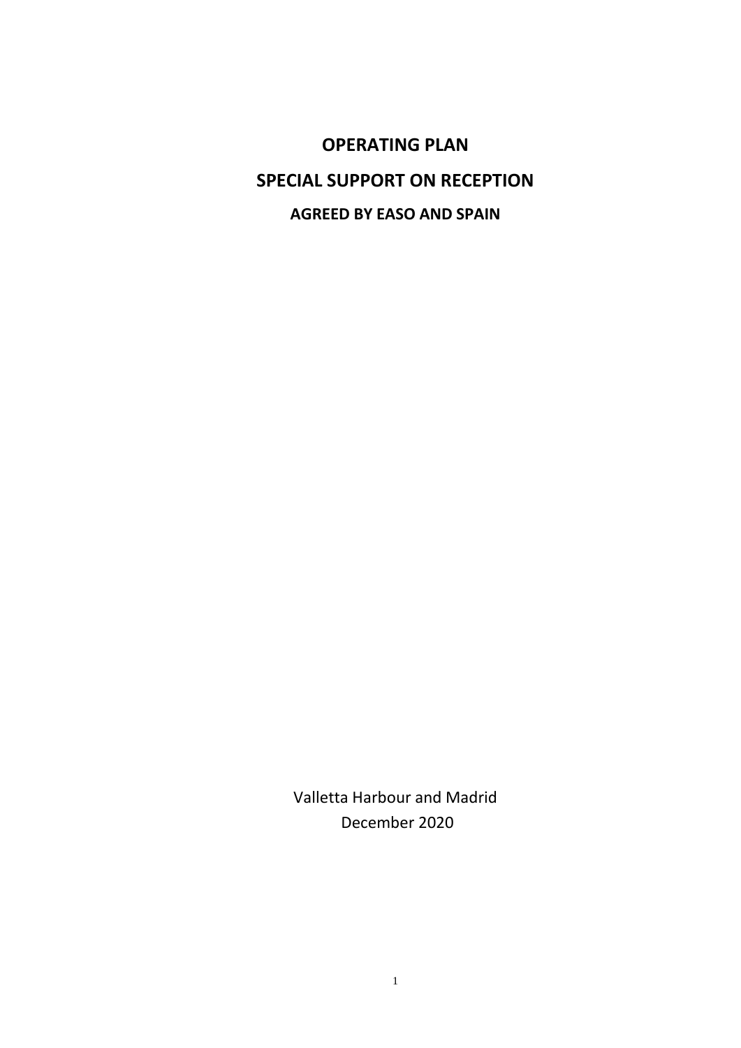# OPERATING PLAN

# SPECIAL SUPPORT ON RECEPTION

## AGREED BY EASO AND SPAIN

Valletta Harbour and Madrid

December 2020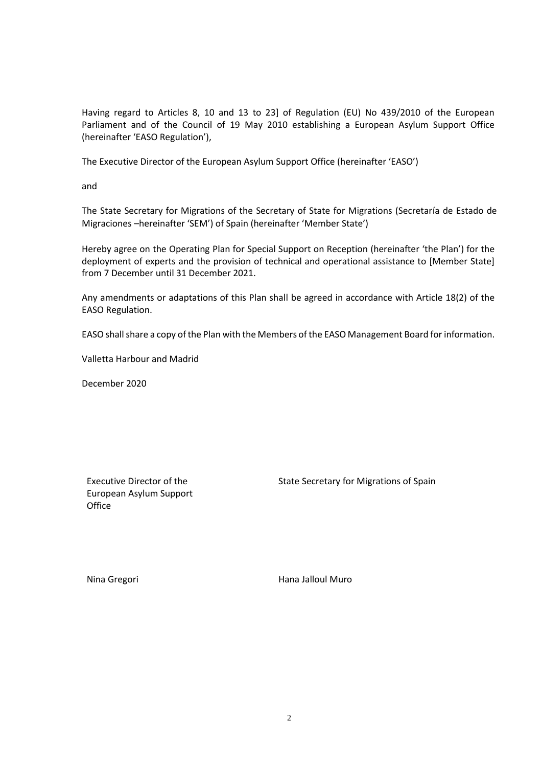Having regard to Articles 8, 10 and 13 to 23] of Regulation (EU) No 439/2010 of the European Parliament and of the Council of 19 May 2010 establishing a European Asylum Support Office (hereinafter 'EASO Regulation'),

The Executive Director of the European Asylum Support Office (hereinafter 'EASO')

and

The State Secretary for Migrations of the Secretary of State for Migrations (Secretaría de Estado de Migraciones –hereinafter 'SEM') of Spain (hereinafter 'Member State')

Hereby agree on the Operating Plan for Special Support on Reception (hereinafter 'the Plan') for the deployment of experts and the provision of technical and operational assistance to [Member State] from 7 December until 31 December 2021.

Any amendments or adaptations of this Plan shall be agreed in accordance with Article 18(2) of the EASO Regulation.

EASO shall share a copy of the Plan with the Members of the EASO Management Board for information.

Valletta Harbour and Madrid

December 2020

| Executive Director of the European Asylum Support Office | State Secretary for Migrations of Spain |
|---|---|
| Nina Gregori | Hana Jalloul Muro |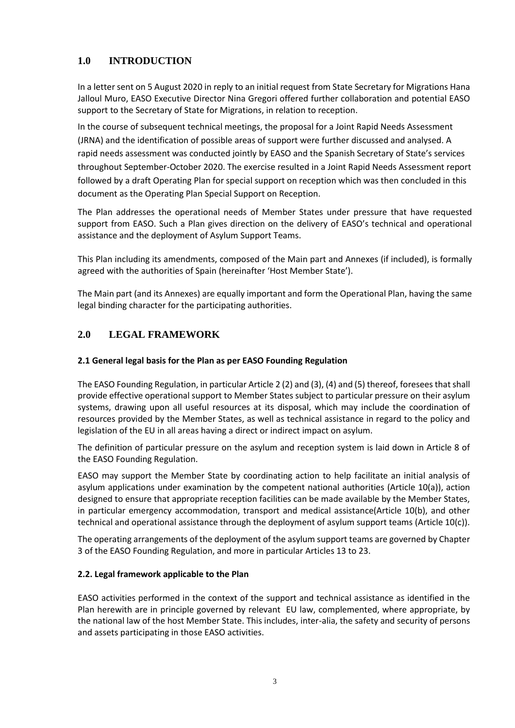## 1.0 INTRODUCTION

In a letter sent on 5 August 2020 in reply to an initial request from State Secretary for Migrations Hana Jalloul Muro, EASO Executive Director Nina Gregori offered further collaboration and potential EASO support to the Secretary of State for Migrations, in relation to reception.

In the course of subsequent technical meetings, the proposal for a Joint Rapid Needs Assessment (JRNA) and the identification of possible areas of support were further discussed and analysed. A rapid needs assessment was conducted jointly by EASO and the Spanish Secretary of State's services throughout September-October 2020. The exercise resulted in a Joint Rapid Needs Assessment report followed by a draft Operating Plan for special support on reception which was then concluded in this document as the Operating Plan Special Support on Reception.

The Plan addresses the operational needs of Member States under pressure that have requested support from EASO. Such a Plan gives direction on the delivery of EASO's technical and operational assistance and the deployment of Asylum Support Teams.

This Plan including its amendments, composed of the Main part and Annexes (if included), is formally agreed with the authorities of Spain (hereinafter 'Host Member State').

The Main part (and its Annexes) are equally important and form the Operational Plan, having the same legal binding character for the participating authorities.

## 2.0 LEGAL FRAMEWORK

### 2.1 General legal basis for the Plan as per EASO Founding Regulation

The EASO Founding Regulation, in particular Article 2 (2) and (3), (4) and (5) thereof, foresees that shall provide effective operational support to Member States subject to particular pressure on their asylum systems, drawing upon all useful resources at its disposal, which may include the coordination of resources provided by the Member States, as well as technical assistance in regard to the policy and legislation of the EU in all areas having a direct or indirect impact on asylum.

The definition of particular pressure on the asylum and reception system is laid down in Article 8 of the EASO Founding Regulation.

EASO may support the Member State by coordinating action to help facilitate an initial analysis of asylum applications under examination by the competent national authorities (Article 10(a)), action designed to ensure that appropriate reception facilities can be made available by the Member States, in particular emergency accommodation, transport and medical assistance(Article 10(b), and other technical and operational assistance through the deployment of asylum support teams (Article 10(c)).

The operating arrangements of the deployment of the asylum support teams are governed by Chapter 3 of the EASO Founding Regulation, and more in particular Articles 13 to 23.

### 2.2. Legal framework applicable to the Plan

EASO activities performed in the context of the support and technical assistance as identified in the Plan herewith are in principle governed by relevant EU law, complemented, where appropriate, by the national law of the host Member State. This includes, inter-alia, the safety and security of persons and assets participating in those EASO activities.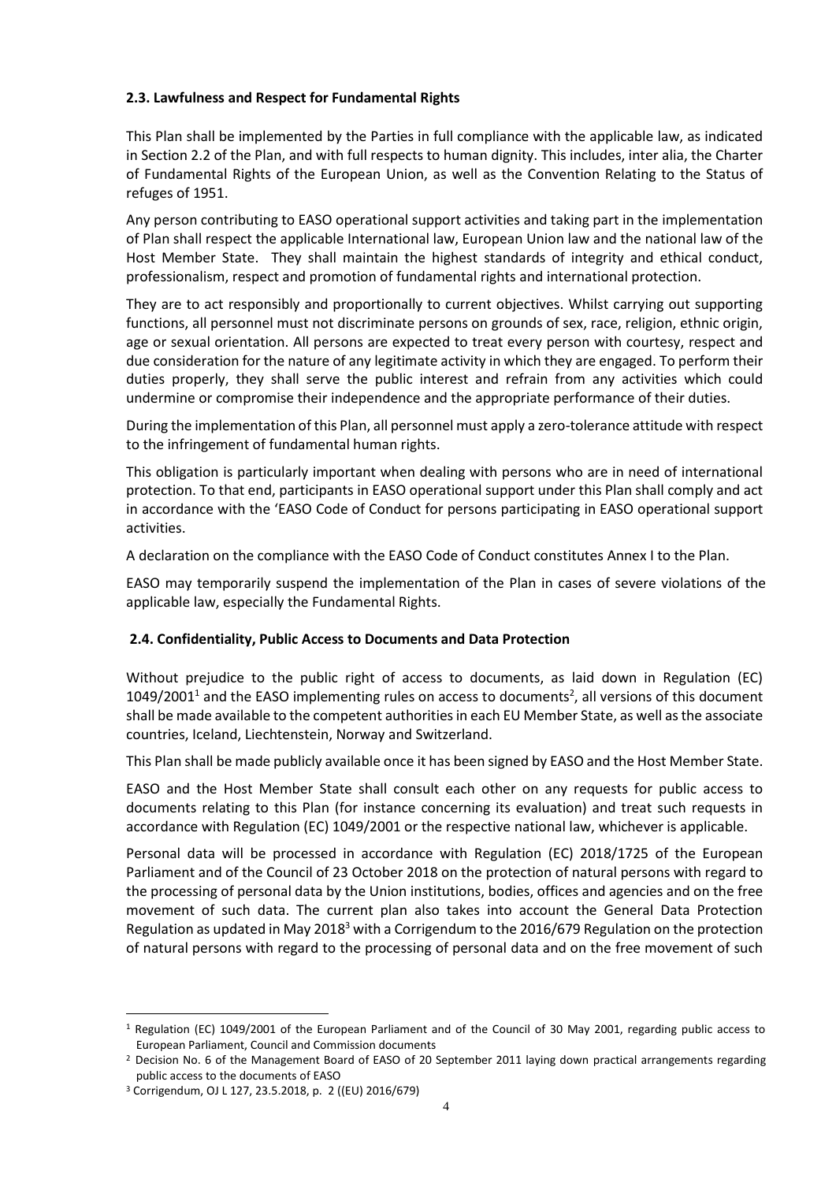### 2.3. Lawfulness and Respect for Fundamental Rights

This Plan shall be implemented by the Parties in full compliance with the applicable law, as indicated in Section 2.2 of the Plan, and with full respects to human dignity. This includes, inter alia, the Charter of Fundamental Rights of the European Union, as well as the Convention Relating to the Status of refuges of 1951.

Any person contributing to EASO operational support activities and taking part in the implementation of Plan shall respect the applicable International law, European Union law and the national law of the Host Member State. They shall maintain the highest standards of integrity and ethical conduct, professionalism, respect and promotion of fundamental rights and international protection.

They are to act responsibly and proportionally to current objectives. Whilst carrying out supporting functions, all personnel must not discriminate persons on grounds of sex, race, religion, ethnic origin, age or sexual orientation. All persons are expected to treat every person with courtesy, respect and due consideration for the nature of any legitimate activity in which they are engaged. To perform their duties properly, they shall serve the public interest and refrain from any activities which could undermine or compromise their independence and the appropriate performance of their duties.

During the implementation of this Plan, all personnel must apply a zero-tolerance attitude with respect to the infringement of fundamental human rights.

This obligation is particularly important when dealing with persons who are in need of international protection. To that end, participants in EASO operational support under this Plan shall comply and act in accordance with the 'EASO Code of Conduct for persons participating in EASO operational support activities.

A declaration on the compliance with the EASO Code of Conduct constitutes Annex I to the Plan.

EASO may temporarily suspend the implementation of the Plan in cases of severe violations of the applicable law, especially the Fundamental Rights.

### 2.4. Confidentiality, Public Access to Documents and Data Protection

Without prejudice to the public right of access to documents, as laid down in Regulation (EC) 1049/2001[1] and the EASO implementing rules on access to documents[2], all versions of this document shall be made available to the competent authorities in each EU Member State, as well as the associate countries, Iceland, Liechtenstein, Norway and Switzerland.

This Plan shall be made publicly available once it has been signed by EASO and the Host Member State.

EASO and the Host Member State shall consult each other on any requests for public access to documents relating to this Plan (for instance concerning its evaluation) and treat such requests in accordance with Regulation (EC) 1049/2001 or the respective national law, whichever is applicable.

Personal data will be processed in accordance with Regulation (EC) 2018/1725 of the European Parliament and of the Council of 23 October 2018 on the protection of natural persons with regard to the processing of personal data by the Union institutions, bodies, offices and agencies and on the free movement of such data. The current plan also takes into account the General Data Protection Regulation as updated in May 2018[3] with a Corrigendum to the 2016/679 Regulation on the protection of natural persons with regard to the processing of personal data and on the free movement of such

---

[1] Regulation (EC) 1049/2001 of the European Parliament and of the Council of 30 May 2001, regarding public access to European Parliament, Council and Commission documents

[2] Decision No. 6 of the Management Board of EASO of 20 September 2011 laying down practical arrangements regarding public access to the documents of EASO

[3] Corrigendum, OJ L 127, 23.5.2018, p. 2 ((EU) 2016/679)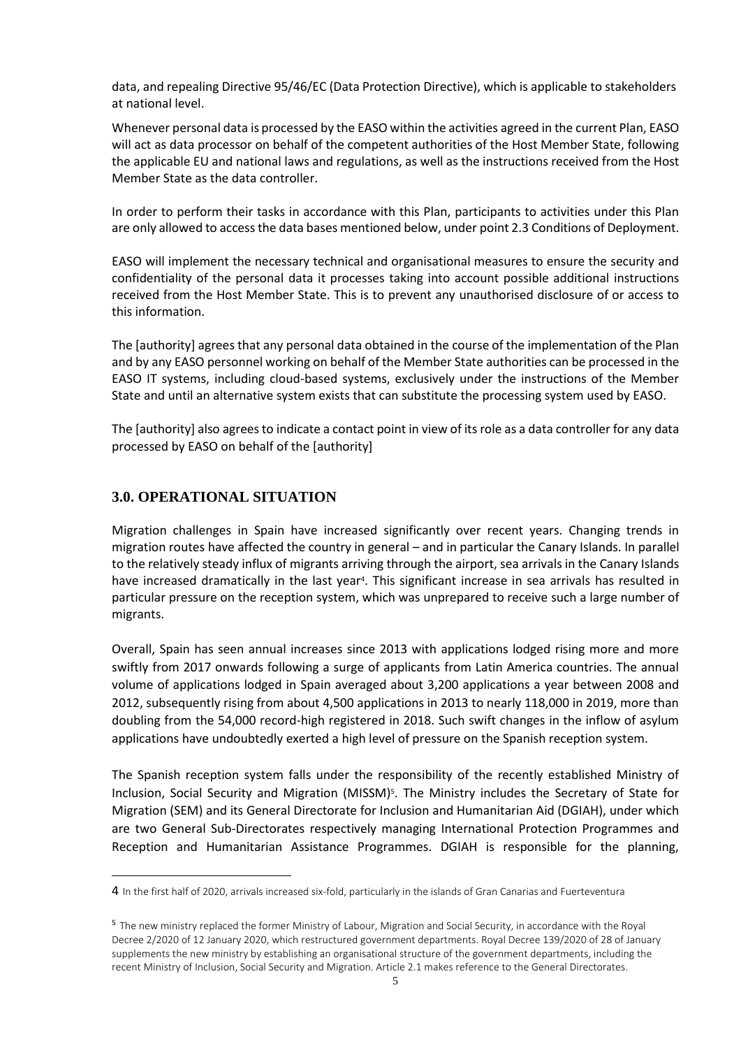data, and repealing Directive 95/46/EC (Data Protection Directive), which is applicable to stakeholders at national level.

Whenever personal data is processed by the EASO within the activities agreed in the current Plan, EASO will act as data processor on behalf of the competent authorities of the Host Member State, following the applicable EU and national laws and regulations, as well as the instructions received from the Host Member State as the data controller.

In order to perform their tasks in accordance with this Plan, participants to activities under this Plan are only allowed to access the data bases mentioned below, under point 2.3 Conditions of Deployment.

EASO will implement the necessary technical and organisational measures to ensure the security and confidentiality of the personal data it processes taking into account possible additional instructions received from the Host Member State. This is to prevent any unauthorised disclosure of or access to this information.

The [authority] agrees that any personal data obtained in the course of the implementation of the Plan and by any EASO personnel working on behalf of the Member State authorities can be processed in the EASO IT systems, including cloud-based systems, exclusively under the instructions of the Member State and until an alternative system exists that can substitute the processing system used by EASO.

The [authority] also agrees to indicate a contact point in view of its role as a data controller for any data processed by EASO on behalf of the [authority]

## 3.0. OPERATIONAL SITUATION

Migration challenges in Spain have increased significantly over recent years. Changing trends in migration routes have affected the country in general – and in particular the Canary Islands. In parallel to the relatively steady influx of migrants arriving through the airport, sea arrivals in the Canary Islands have increased dramatically in the last year[4]. This significant increase in sea arrivals has resulted in particular pressure on the reception system, which was unprepared to receive such a large number of migrants.

Overall, Spain has seen annual increases since 2013 with applications lodged rising more and more swiftly from 2017 onwards following a surge of applicants from Latin America countries. The annual volume of applications lodged in Spain averaged about 3,200 applications a year between 2008 and 2012, subsequently rising from about 4,500 applications in 2013 to nearly 118,000 in 2019, more than doubling from the 54,000 record-high registered in 2018. Such swift changes in the inflow of asylum applications have undoubtedly exerted a high level of pressure on the Spanish reception system.

The Spanish reception system falls under the responsibility of the recently established Ministry of Inclusion, Social Security and Migration (MISSM)[5]. The Ministry includes the Secretary of State for Migration (SEM) and its General Directorate for Inclusion and Humanitarian Aid (DGIAH), under which are two General Sub-Directorates respectively managing International Protection Programmes and Reception and Humanitarian Assistance Programmes. DGIAH is responsible for the planning,

---

[4] In the first half of 2020, arrivals increased six-fold, particularly in the islands of Gran Canarias and Fuerteventura

[5] The new ministry replaced the former Ministry of Labour, Migration and Social Security, in accordance with the Royal Decree 2/2020 of 12 January 2020, which restructured government departments. Royal Decree 139/2020 of 28 of January supplements the new ministry by establishing an organisational structure of the government departments, including the recent Ministry of Inclusion, Social Security and Migration. Article 2.1 makes reference to the General Directorates.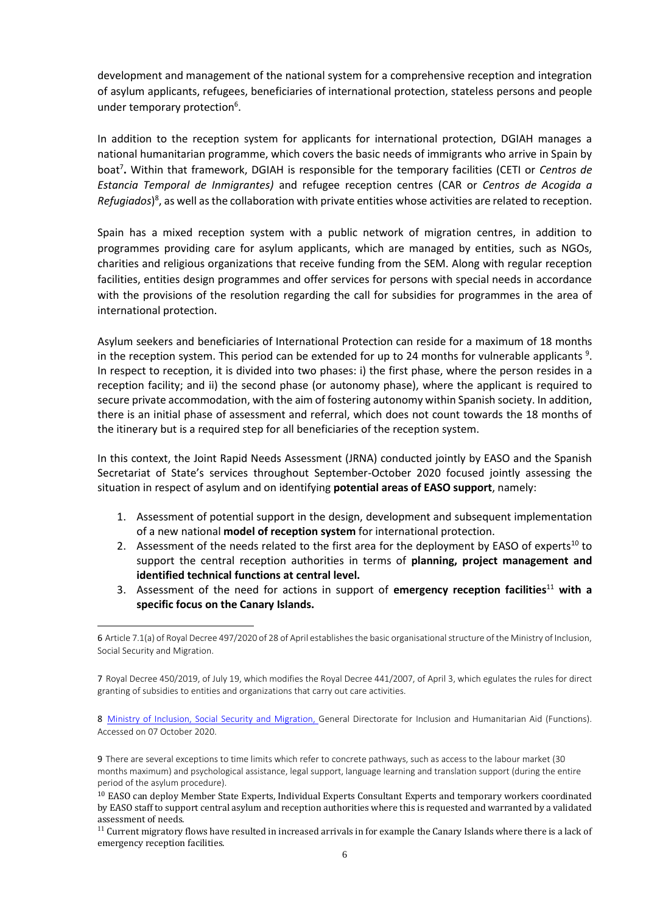development and management of the national system for a comprehensive reception and integration of asylum applicants, refugees, beneficiaries of international protection, stateless persons and people under temporary protection[6].

In addition to the reception system for applicants for international protection, DGIAH manages a national humanitarian programme, which covers the basic needs of immigrants who arrive in Spain by boat[7]**.** Within that framework, DGIAH is responsible for the temporary facilities (CETI or *Centros de Estancia Temporal de Inmigrantes)* and refugee reception centres (CAR or *Centros de Acogida a Refugiados*)[8], as well as the collaboration with private entities whose activities are related to reception.

Spain has a mixed reception system with a public network of migration centres, in addition to programmes providing care for asylum applicants, which are managed by entities, such as NGOs, charities and religious organizations that receive funding from the SEM. Along with regular reception facilities, entities design programmes and offer services for persons with special needs in accordance with the provisions of the resolution regarding the call for subsidies for programmes in the area of international protection.

Asylum seekers and beneficiaries of International Protection can reside for a maximum of 18 months in the reception system. This period can be extended for up to 24 months for vulnerable applicants [9]. In respect to reception, it is divided into two phases: i) the first phase, where the person resides in a reception facility; and ii) the second phase (or autonomy phase), where the applicant is required to secure private accommodation, with the aim of fostering autonomy within Spanish society. In addition, there is an initial phase of assessment and referral, which does not count towards the 18 months of the itinerary but is a required step for all beneficiaries of the reception system.

In this context, the Joint Rapid Needs Assessment (JRNA) conducted jointly by EASO and the Spanish Secretariat of State's services throughout September-October 2020 focused jointly assessing the situation in respect of asylum and on identifying **potential areas of EASO support**, namely:

1. Assessment of potential support in the design, development and subsequent implementation of a new national **model of reception system** for international protection.
2. Assessment of the needs related to the first area for the deployment by EASO of experts[10] to support the central reception authorities in terms of **planning, project management and identified technical functions at central level.**
3. Assessment of the need for actions in support of **emergency reception facilities**[11] **with a specific focus on the Canary Islands.**

---

6 Article 7.1(a) of Royal Decree 497/2020 of 28 of April establishes the basic organisational structure of the Ministry of Inclusion, Social Security and Migration.

7 Royal Decree 450/2019, of July 19, which modifies the Royal Decree 441/2007, of April 3, which egulates the rules for direct granting of subsidies to entities and organizations that carry out care activities.

8 Ministry of Inclusion, Social Security and Migration, General Directorate for Inclusion and Humanitarian Aid (Functions). Accessed on 07 October 2020.

9 There are several exceptions to time limits which refer to concrete pathways, such as access to the labour market (30 months maximum) and psychological assistance, legal support, language learning and translation support (during the entire period of the asylum procedure).

10 EASO can deploy Member State Experts, Individual Experts Consultant Experts and temporary workers coordinated by EASO staff to support central asylum and reception authorities where this is requested and warranted by a validated assessment of needs.

11 Current migratory flows have resulted in increased arrivals in for example the Canary Islands where there is a lack of emergency reception facilities.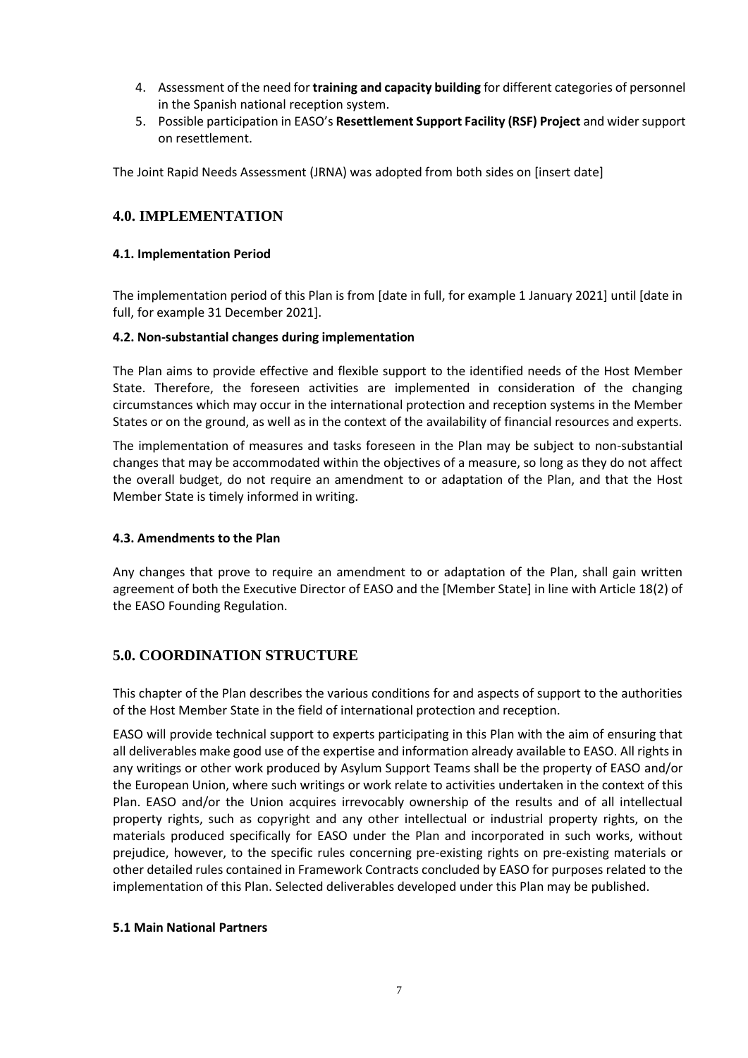4. Assessment of the need for **training and capacity building** for different categories of personnel in the Spanish national reception system.
5. Possible participation in EASO's **Resettlement Support Facility (RSF) Project** and wider support on resettlement.

The Joint Rapid Needs Assessment (JRNA) was adopted from both sides on [insert date]

## 4.0. IMPLEMENTATION

### 4.1. Implementation Period

The implementation period of this Plan is from [date in full, for example 1 January 2021] until [date in full, for example 31 December 2021].

### 4.2. Non-substantial changes during implementation

The Plan aims to provide effective and flexible support to the identified needs of the Host Member State. Therefore, the foreseen activities are implemented in consideration of the changing circumstances which may occur in the international protection and reception systems in the Member States or on the ground, as well as in the context of the availability of financial resources and experts.

The implementation of measures and tasks foreseen in the Plan may be subject to non-substantial changes that may be accommodated within the objectives of a measure, so long as they do not affect the overall budget, do not require an amendment to or adaptation of the Plan, and that the Host Member State is timely informed in writing.

### 4.3. Amendments to the Plan

Any changes that prove to require an amendment to or adaptation of the Plan, shall gain written agreement of both the Executive Director of EASO and the [Member State] in line with Article 18(2) of the EASO Founding Regulation.

## 5.0. COORDINATION STRUCTURE

This chapter of the Plan describes the various conditions for and aspects of support to the authorities of the Host Member State in the field of international protection and reception.

EASO will provide technical support to experts participating in this Plan with the aim of ensuring that all deliverables make good use of the expertise and information already available to EASO. All rights in any writings or other work produced by Asylum Support Teams shall be the property of EASO and/or the European Union, where such writings or work relate to activities undertaken in the context of this Plan. EASO and/or the Union acquires irrevocably ownership of the results and of all intellectual property rights, such as copyright and any other intellectual or industrial property rights, on the materials produced specifically for EASO under the Plan and incorporated in such works, without prejudice, however, to the specific rules concerning pre-existing rights on pre-existing materials or other detailed rules contained in Framework Contracts concluded by EASO for purposes related to the implementation of this Plan. Selected deliverables developed under this Plan may be published.

### 5.1 Main National Partners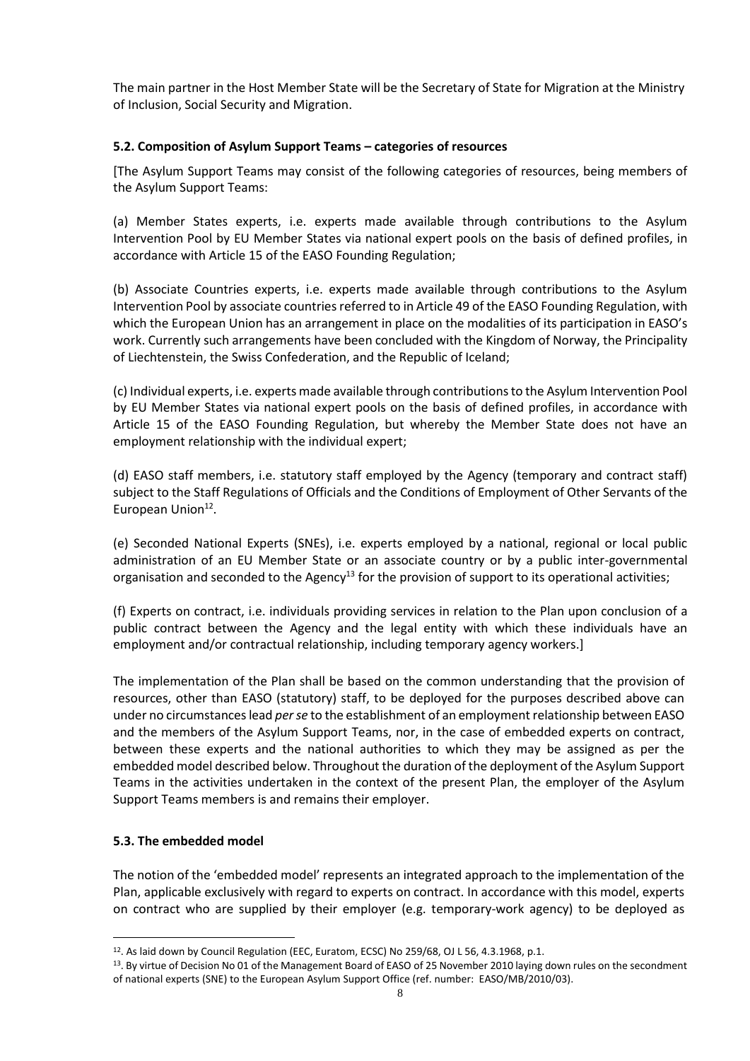The main partner in the Host Member State will be the Secretary of State for Migration at the Ministry of Inclusion, Social Security and Migration.

### 5.2. Composition of Asylum Support Teams – categories of resources

[The Asylum Support Teams may consist of the following categories of resources, being members of the Asylum Support Teams:

(a) Member States experts, i.e. experts made available through contributions to the Asylum Intervention Pool by EU Member States via national expert pools on the basis of defined profiles, in accordance with Article 15 of the EASO Founding Regulation;

(b) Associate Countries experts, i.e. experts made available through contributions to the Asylum Intervention Pool by associate countries referred to in Article 49 of the EASO Founding Regulation, with which the European Union has an arrangement in place on the modalities of its participation in EASO's work. Currently such arrangements have been concluded with the Kingdom of Norway, the Principality of Liechtenstein, the Swiss Confederation, and the Republic of Iceland;

(c) Individual experts, i.e. experts made available through contributions to the Asylum Intervention Pool by EU Member States via national expert pools on the basis of defined profiles, in accordance with Article 15 of the EASO Founding Regulation, but whereby the Member State does not have an employment relationship with the individual expert;

(d) EASO staff members, i.e. statutory staff employed by the Agency (temporary and contract staff) subject to the Staff Regulations of Officials and the Conditions of Employment of Other Servants of the European Union[12].

(e) Seconded National Experts (SNEs), i.e. experts employed by a national, regional or local public administration of an EU Member State or an associate country or by a public inter-governmental organisation and seconded to the Agency[13] for the provision of support to its operational activities;

(f) Experts on contract, i.e. individuals providing services in relation to the Plan upon conclusion of a public contract between the Agency and the legal entity with which these individuals have an employment and/or contractual relationship, including temporary agency workers.]

The implementation of the Plan shall be based on the common understanding that the provision of resources, other than EASO (statutory) staff, to be deployed for the purposes described above can under no circumstances lead *per se* to the establishment of an employment relationship between EASO and the members of the Asylum Support Teams, nor, in the case of embedded experts on contract, between these experts and the national authorities to which they may be assigned as per the embedded model described below. Throughout the duration of the deployment of the Asylum Support Teams in the activities undertaken in the context of the present Plan, the employer of the Asylum Support Teams members is and remains their employer.

### 5.3. The embedded model

The notion of the 'embedded model' represents an integrated approach to the implementation of the Plan, applicable exclusively with regard to experts on contract. In accordance with this model, experts on contract who are supplied by their employer (e.g. temporary-work agency) to be deployed as

---

[12]. As laid down by Council Regulation (EEC, Euratom, ECSC) No 259/68, OJ L 56, 4.3.1968, p.1.

[13]. By virtue of Decision No 01 of the Management Board of EASO of 25 November 2010 laying down rules on the secondment of national experts (SNE) to the European Asylum Support Office (ref. number: EASO/MB/2010/03).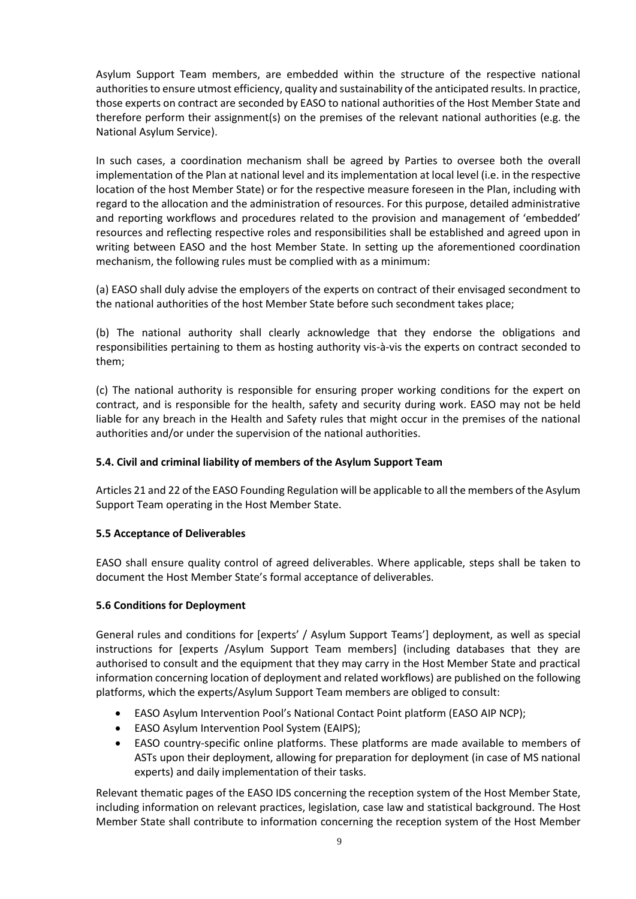Asylum Support Team members, are embedded within the structure of the respective national authorities to ensure utmost efficiency, quality and sustainability of the anticipated results. In practice, those experts on contract are seconded by EASO to national authorities of the Host Member State and therefore perform their assignment(s) on the premises of the relevant national authorities (e.g. the National Asylum Service).

In such cases, a coordination mechanism shall be agreed by Parties to oversee both the overall implementation of the Plan at national level and its implementation at local level (i.e. in the respective location of the host Member State) or for the respective measure foreseen in the Plan, including with regard to the allocation and the administration of resources. For this purpose, detailed administrative and reporting workflows and procedures related to the provision and management of 'embedded' resources and reflecting respective roles and responsibilities shall be established and agreed upon in writing between EASO and the host Member State. In setting up the aforementioned coordination mechanism, the following rules must be complied with as a minimum:

(a) EASO shall duly advise the employers of the experts on contract of their envisaged secondment to the national authorities of the host Member State before such secondment takes place;

(b) The national authority shall clearly acknowledge that they endorse the obligations and responsibilities pertaining to them as hosting authority vis-à-vis the experts on contract seconded to them;

(c) The national authority is responsible for ensuring proper working conditions for the expert on contract, and is responsible for the health, safety and security during work. EASO may not be held liable for any breach in the Health and Safety rules that might occur in the premises of the national authorities and/or under the supervision of the national authorities.

### 5.4. Civil and criminal liability of members of the Asylum Support Team

Articles 21 and 22 of the EASO Founding Regulation will be applicable to all the members of the Asylum Support Team operating in the Host Member State.

### 5.5 Acceptance of Deliverables

EASO shall ensure quality control of agreed deliverables. Where applicable, steps shall be taken to document the Host Member State's formal acceptance of deliverables.

### 5.6 Conditions for Deployment

General rules and conditions for [experts' / Asylum Support Teams'] deployment, as well as special instructions for [experts /Asylum Support Team members] (including databases that they are authorised to consult and the equipment that they may carry in the Host Member State and practical information concerning location of deployment and related workflows) are published on the following platforms, which the experts/Asylum Support Team members are obliged to consult:

- EASO Asylum Intervention Pool's National Contact Point platform (EASO AIP NCP);
- EASO Asylum Intervention Pool System (EAIPS);
- EASO country-specific online platforms. These platforms are made available to members of ASTs upon their deployment, allowing for preparation for deployment (in case of MS national experts) and daily implementation of their tasks.

Relevant thematic pages of the EASO IDS concerning the reception system of the Host Member State, including information on relevant practices, legislation, case law and statistical background. The Host Member State shall contribute to information concerning the reception system of the Host Member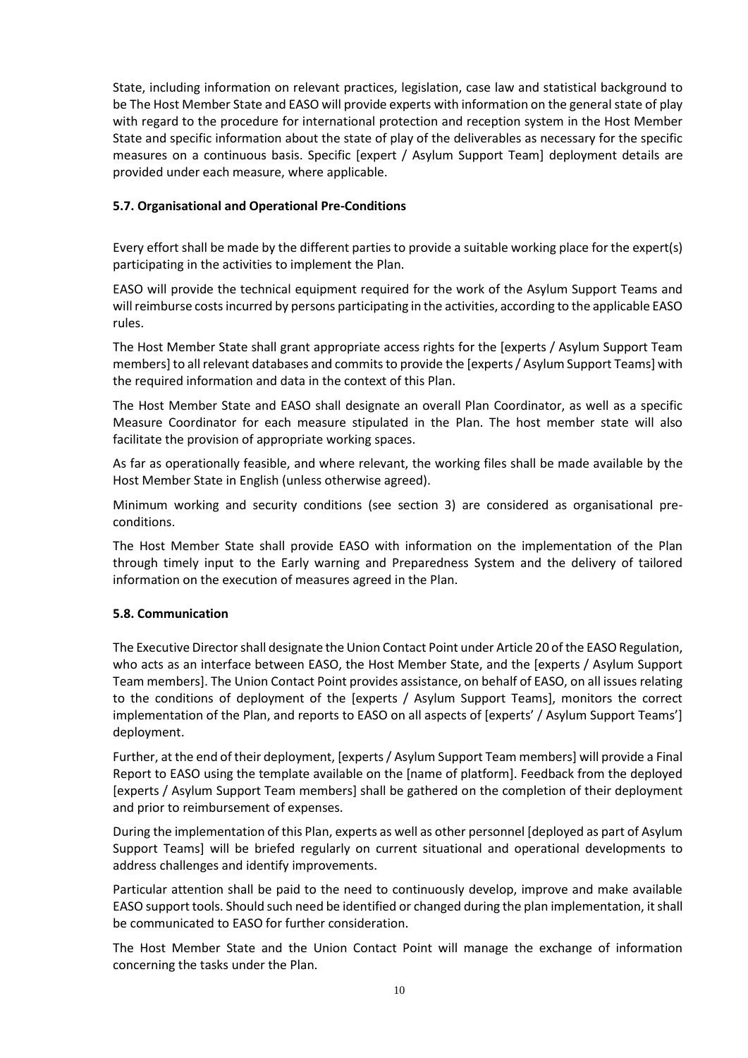State, including information on relevant practices, legislation, case law and statistical background to be The Host Member State and EASO will provide experts with information on the general state of play with regard to the procedure for international protection and reception system in the Host Member State and specific information about the state of play of the deliverables as necessary for the specific measures on a continuous basis. Specific [expert / Asylum Support Team] deployment details are provided under each measure, where applicable.

### 5.7. Organisational and Operational Pre-Conditions

Every effort shall be made by the different parties to provide a suitable working place for the expert(s) participating in the activities to implement the Plan.

EASO will provide the technical equipment required for the work of the Asylum Support Teams and will reimburse costs incurred by persons participating in the activities, according to the applicable EASO rules.

The Host Member State shall grant appropriate access rights for the [experts / Asylum Support Team members] to all relevant databases and commits to provide the [experts / Asylum Support Teams] with the required information and data in the context of this Plan.

The Host Member State and EASO shall designate an overall Plan Coordinator, as well as a specific Measure Coordinator for each measure stipulated in the Plan. The host member state will also facilitate the provision of appropriate working spaces.

As far as operationally feasible, and where relevant, the working files shall be made available by the Host Member State in English (unless otherwise agreed).

Minimum working and security conditions (see section 3) are considered as organisational pre-conditions.

The Host Member State shall provide EASO with information on the implementation of the Plan through timely input to the Early warning and Preparedness System and the delivery of tailored information on the execution of measures agreed in the Plan.

### 5.8. Communication

The Executive Director shall designate the Union Contact Point under Article 20 of the EASO Regulation, who acts as an interface between EASO, the Host Member State, and the [experts / Asylum Support Team members]. The Union Contact Point provides assistance, on behalf of EASO, on all issues relating to the conditions of deployment of the [experts / Asylum Support Teams], monitors the correct implementation of the Plan, and reports to EASO on all aspects of [experts' / Asylum Support Teams'] deployment.

Further, at the end of their deployment, [experts / Asylum Support Team members] will provide a Final Report to EASO using the template available on the [name of platform]. Feedback from the deployed [experts / Asylum Support Team members] shall be gathered on the completion of their deployment and prior to reimbursement of expenses.

During the implementation of this Plan, experts as well as other personnel [deployed as part of Asylum Support Teams] will be briefed regularly on current situational and operational developments to address challenges and identify improvements.

Particular attention shall be paid to the need to continuously develop, improve and make available EASO support tools. Should such need be identified or changed during the plan implementation, it shall be communicated to EASO for further consideration.

The Host Member State and the Union Contact Point will manage the exchange of information concerning the tasks under the Plan.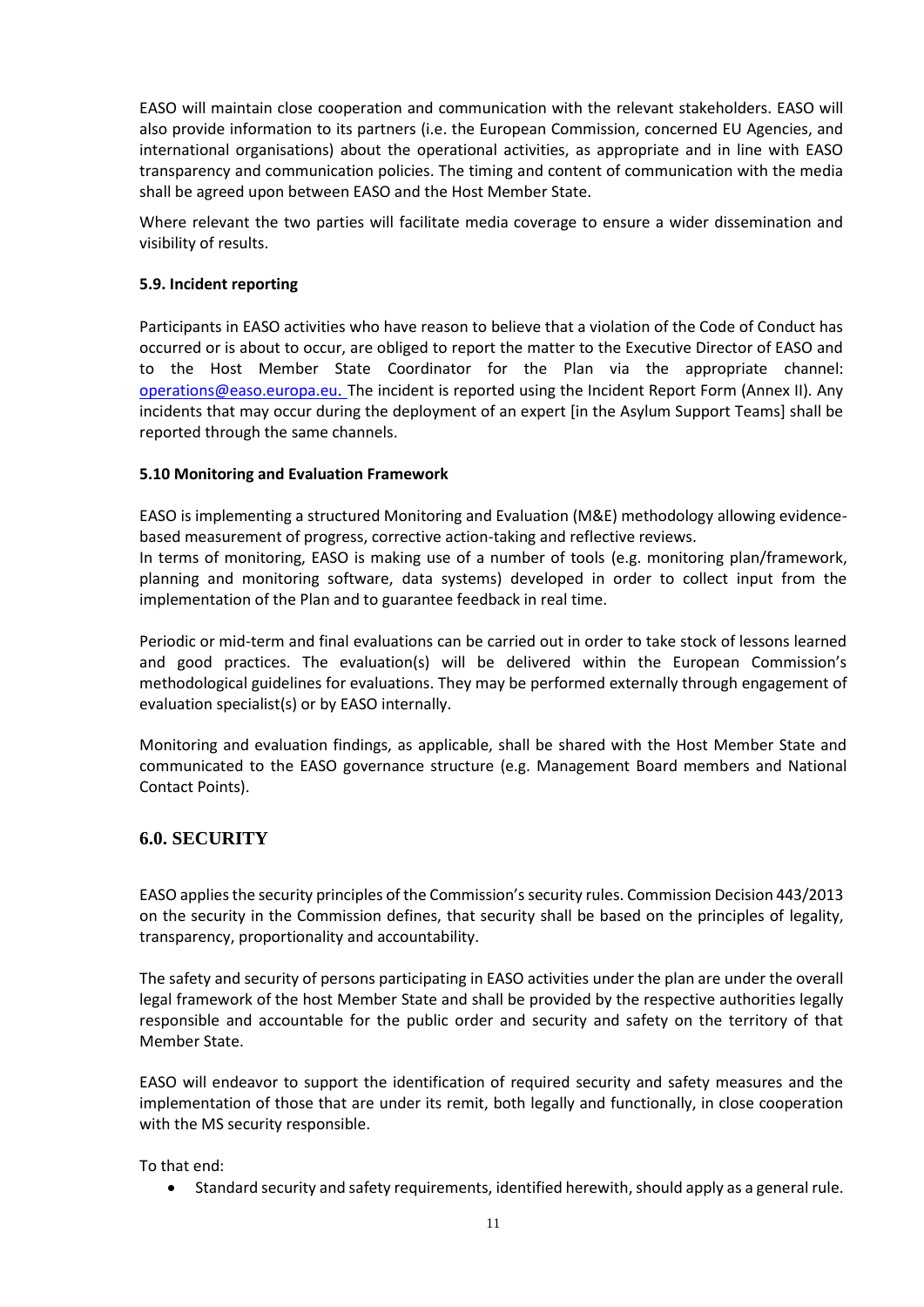EASO will maintain close cooperation and communication with the relevant stakeholders. EASO will also provide information to its partners (i.e. the European Commission, concerned EU Agencies, and international organisations) about the operational activities, as appropriate and in line with EASO transparency and communication policies. The timing and content of communication with the media shall be agreed upon between EASO and the Host Member State.

Where relevant the two parties will facilitate media coverage to ensure a wider dissemination and visibility of results.

### 5.9. Incident reporting

Participants in EASO activities who have reason to believe that a violation of the Code of Conduct has occurred or is about to occur, are obliged to report the matter to the Executive Director of EASO and to the Host Member State Coordinator for the Plan via the appropriate channel: operations@easo.europa.eu. The incident is reported using the Incident Report Form (Annex II). Any incidents that may occur during the deployment of an expert [in the Asylum Support Teams] shall be reported through the same channels.

### 5.10 Monitoring and Evaluation Framework

EASO is implementing a structured Monitoring and Evaluation (M&E) methodology allowing evidence-based measurement of progress, corrective action-taking and reflective reviews.
In terms of monitoring, EASO is making use of a number of tools (e.g. monitoring plan/framework, planning and monitoring software, data systems) developed in order to collect input from the implementation of the Plan and to guarantee feedback in real time.

Periodic or mid-term and final evaluations can be carried out in order to take stock of lessons learned and good practices. The evaluation(s) will be delivered within the European Commission's methodological guidelines for evaluations. They may be performed externally through engagement of evaluation specialist(s) or by EASO internally.

Monitoring and evaluation findings, as applicable, shall be shared with the Host Member State and communicated to the EASO governance structure (e.g. Management Board members and National Contact Points).

## 6.0. SECURITY

EASO applies the security principles of the Commission's security rules. Commission Decision 443/2013 on the security in the Commission defines, that security shall be based on the principles of legality, transparency, proportionality and accountability.

The safety and security of persons participating in EASO activities under the plan are under the overall legal framework of the host Member State and shall be provided by the respective authorities legally responsible and accountable for the public order and security and safety on the territory of that Member State.

EASO will endeavor to support the identification of required security and safety measures and the implementation of those that are under its remit, both legally and functionally, in close cooperation with the MS security responsible.

To that end:

- Standard security and safety requirements, identified herewith, should apply as a general rule.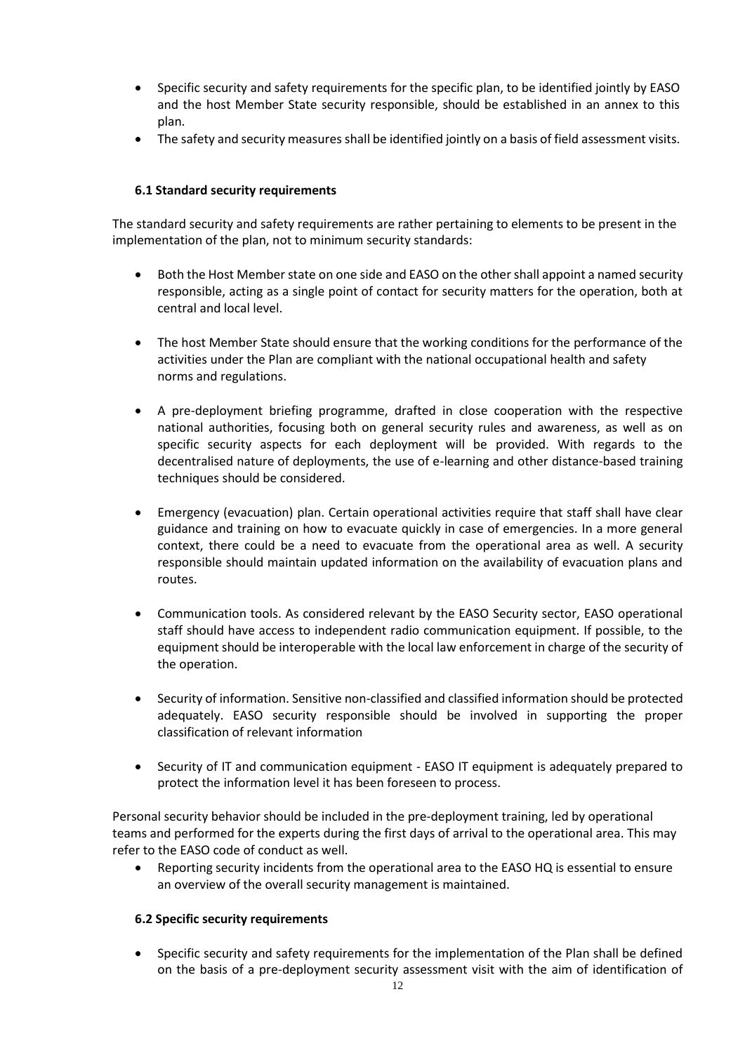- Specific security and safety requirements for the specific plan, to be identified jointly by EASO and the host Member State security responsible, should be established in an annex to this plan.
- The safety and security measures shall be identified jointly on a basis of field assessment visits.

### 6.1 Standard security requirements

The standard security and safety requirements are rather pertaining to elements to be present in the implementation of the plan, not to minimum security standards:

- Both the Host Member state on one side and EASO on the other shall appoint a named security responsible, acting as a single point of contact for security matters for the operation, both at central and local level.

- The host Member State should ensure that the working conditions for the performance of the activities under the Plan are compliant with the national occupational health and safety norms and regulations.

- A pre-deployment briefing programme, drafted in close cooperation with the respective national authorities, focusing both on general security rules and awareness, as well as on specific security aspects for each deployment will be provided. With regards to the decentralised nature of deployments, the use of e-learning and other distance-based training techniques should be considered.

- Emergency (evacuation) plan. Certain operational activities require that staff shall have clear guidance and training on how to evacuate quickly in case of emergencies. In a more general context, there could be a need to evacuate from the operational area as well. A security responsible should maintain updated information on the availability of evacuation plans and routes.

- Communication tools. As considered relevant by the EASO Security sector, EASO operational staff should have access to independent radio communication equipment. If possible, to the equipment should be interoperable with the local law enforcement in charge of the security of the operation.

- Security of information. Sensitive non-classified and classified information should be protected adequately. EASO security responsible should be involved in supporting the proper classification of relevant information

- Security of IT and communication equipment - EASO IT equipment is adequately prepared to protect the information level it has been foreseen to process.

Personal security behavior should be included in the pre-deployment training, led by operational teams and performed for the experts during the first days of arrival to the operational area. This may refer to the EASO code of conduct as well.

- Reporting security incidents from the operational area to the EASO HQ is essential to ensure an overview of the overall security management is maintained.

### 6.2 Specific security requirements

- Specific security and safety requirements for the implementation of the Plan shall be defined on the basis of a pre-deployment security assessment visit with the aim of identification of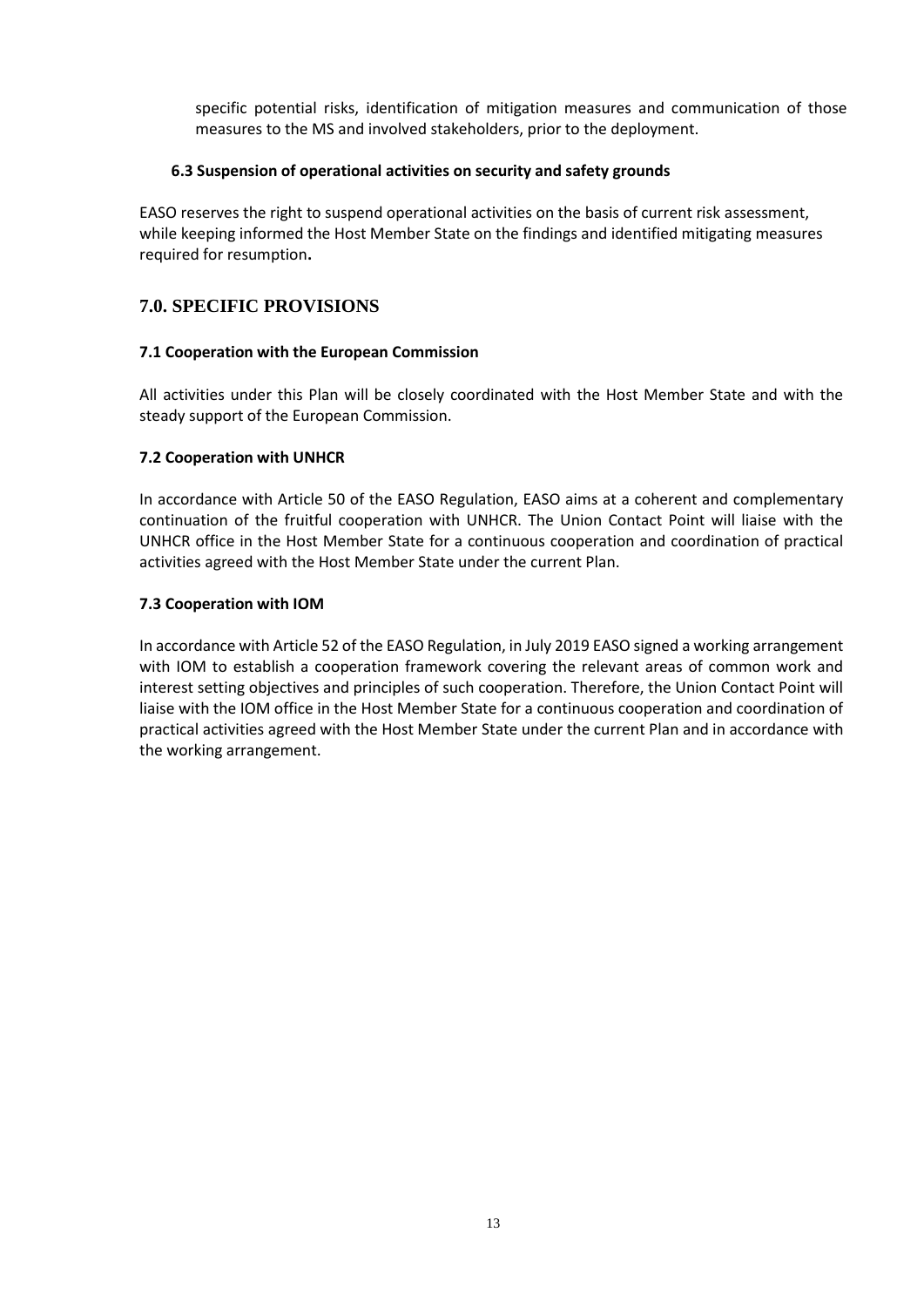specific potential risks, identification of mitigation measures and communication of those measures to the MS and involved stakeholders, prior to the deployment.

### 6.3 Suspension of operational activities on security and safety grounds

EASO reserves the right to suspend operational activities on the basis of current risk assessment, while keeping informed the Host Member State on the findings and identified mitigating measures required for resumption**.**

## 7.0. SPECIFIC PROVISIONS

### 7.1 Cooperation with the European Commission

All activities under this Plan will be closely coordinated with the Host Member State and with the steady support of the European Commission.

### 7.2 Cooperation with UNHCR

In accordance with Article 50 of the EASO Regulation, EASO aims at a coherent and complementary continuation of the fruitful cooperation with UNHCR. The Union Contact Point will liaise with the UNHCR office in the Host Member State for a continuous cooperation and coordination of practical activities agreed with the Host Member State under the current Plan.

### 7.3 Cooperation with IOM

In accordance with Article 52 of the EASO Regulation, in July 2019 EASO signed a working arrangement with IOM to establish a cooperation framework covering the relevant areas of common work and interest setting objectives and principles of such cooperation. Therefore, the Union Contact Point will liaise with the IOM office in the Host Member State for a continuous cooperation and coordination of practical activities agreed with the Host Member State under the current Plan and in accordance with the working arrangement.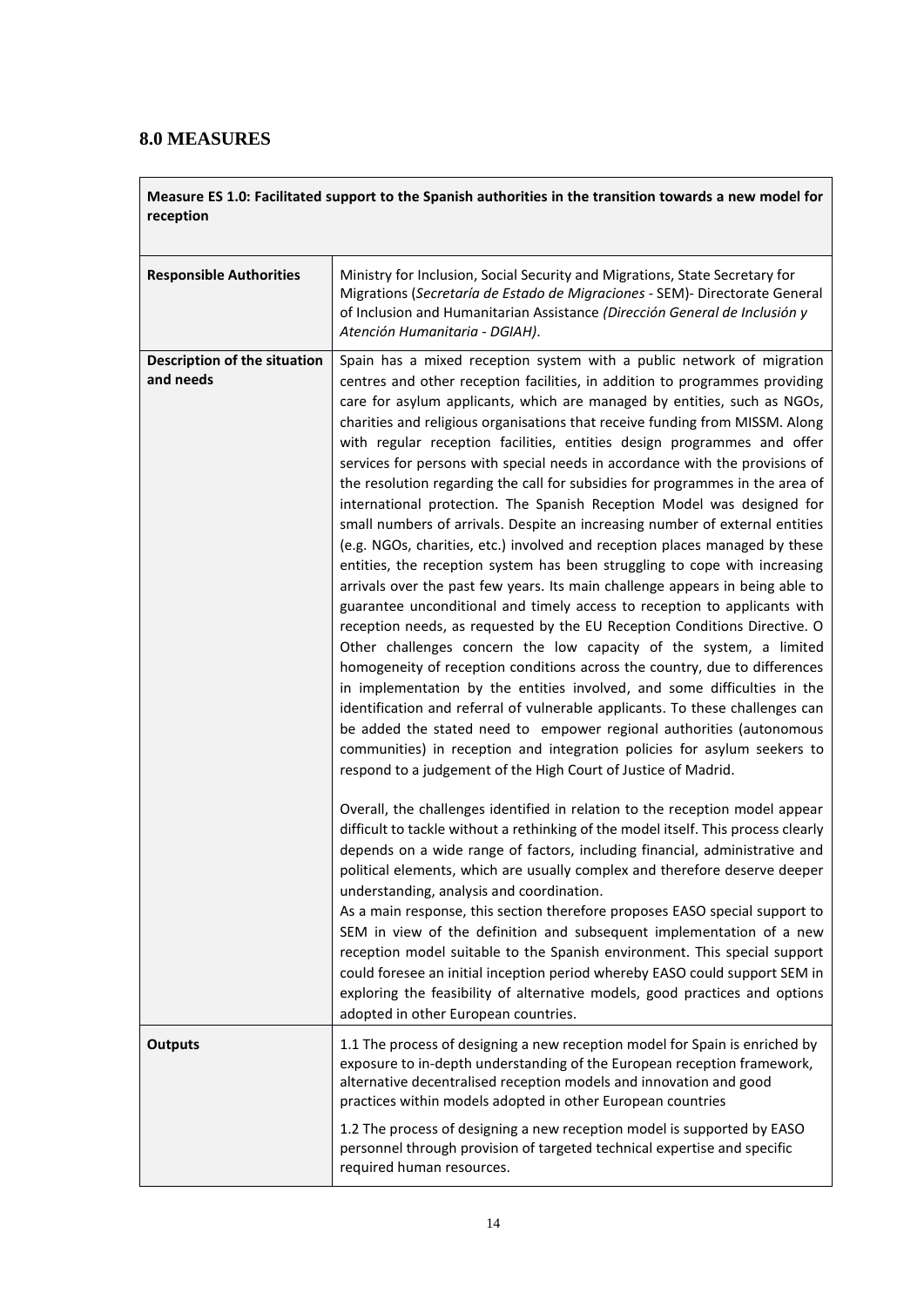## 8.0 MEASURES

| **Measure ES 1.0: Facilitated support to the Spanish authorities in the transition towards a new model for reception** | |
|---|---|
| **Responsible Authorities** | Ministry for Inclusion, Social Security and Migrations, State Secretary for Migrations (*Secretaría de Estado de Migraciones* - SEM)- Directorate General of Inclusion and Humanitarian Assistance *(Dirección General de Inclusión y Atención Humanitaria - DGIAH)*. |
| **Description of the situation and needs** | Spain has a mixed reception system with a public network of migration centres and other reception facilities, in addition to programmes providing care for asylum applicants, which are managed by entities, such as NGOs, charities and religious organisations that receive funding from MISSM. Along with regular reception facilities, entities design programmes and offer services for persons with special needs in accordance with the provisions of the resolution regarding the call for subsidies for programmes in the area of international protection. The Spanish Reception Model was designed for small numbers of arrivals. Despite an increasing number of external entities (e.g. NGOs, charities, etc.) involved and reception places managed by these entities, the reception system has been struggling to cope with increasing arrivals over the past few years. Its main challenge appears in being able to guarantee unconditional and timely access to reception to applicants with reception needs, as requested by the EU Reception Conditions Directive. O Other challenges concern the low capacity of the system, a limited homogeneity of reception conditions across the country, due to differences in implementation by the entities involved, and some difficulties in the identification and referral of vulnerable applicants. To these challenges can be added the stated need to empower regional authorities (autonomous communities) in reception and integration policies for asylum seekers to respond to a judgement of the High Court of Justice of Madrid.<br><br>Overall, the challenges identified in relation to the reception model appear difficult to tackle without a rethinking of the model itself. This process clearly depends on a wide range of factors, including financial, administrative and political elements, which are usually complex and therefore deserve deeper understanding, analysis and coordination.<br>As a main response, this section therefore proposes EASO special support to SEM in view of the definition and subsequent implementation of a new reception model suitable to the Spanish environment. This special support could foresee an initial inception period whereby EASO could support SEM in exploring the feasibility of alternative models, good practices and options adopted in other European countries. |
| **Outputs** | 1.1 The process of designing a new reception model for Spain is enriched by exposure to in-depth understanding of the European reception framework, alternative decentralised reception models and innovation and good practices within models adopted in other European countries<br><br>1.2 The process of designing a new reception model is supported by EASO personnel through provision of targeted technical expertise and specific required human resources. |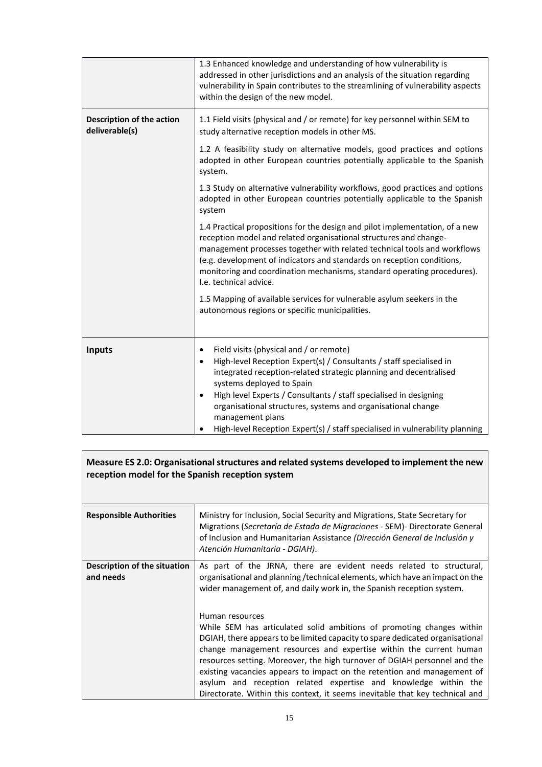| | |
|---|---|
| | 1.3 Enhanced knowledge and understanding of how vulnerability is addressed in other jurisdictions and an analysis of the situation regarding vulnerability in Spain contributes to the streamlining of vulnerability aspects within the design of the new model. |
| **Description of the action deliverable(s)** | 1.1 Field visits (physical and / or remote) for key personnel within SEM to study alternative reception models in other MS.<br><br>1.2 A feasibility study on alternative models, good practices and options adopted in other European countries potentially applicable to the Spanish system.<br><br>1.3 Study on alternative vulnerability workflows, good practices and options adopted in other European countries potentially applicable to the Spanish system<br><br>1.4 Practical propositions for the design and pilot implementation, of a new reception model and related organisational structures and change-management processes together with related technical tools and workflows (e.g. development of indicators and standards on reception conditions, monitoring and coordination mechanisms, standard operating procedures). I.e. technical advice.<br><br>1.5 Mapping of available services for vulnerable asylum seekers in the autonomous regions or specific municipalities. |
| **Inputs** | • Field visits (physical and / or remote)<br>• High-level Reception Expert(s) / Consultants / staff specialised in integrated reception-related strategic planning and decentralised systems deployed to Spain<br>• High level Experts / Consultants / staff specialised in designing organisational structures, systems and organisational change management plans<br>• High-level Reception Expert(s) / staff specialised in vulnerability planning |

| **Measure ES 2.0: Organisational structures and related systems developed to implement the new reception model for the Spanish reception system** | |
|---|---|
| **Responsible Authorities** | Ministry for Inclusion, Social Security and Migrations, State Secretary for Migrations (*Secretaría de Estado de Migraciones* - SEM)- Directorate General of Inclusion and Humanitarian Assistance *(Dirección General de Inclusión y Atención Humanitaria - DGIAH)*. |
| **Description of the situation and needs** | As part of the JRNA, there are evident needs related to structural, organisational and planning /technical elements, which have an impact on the wider management of, and daily work in, the Spanish reception system.<br><br>Human resources<br>While SEM has articulated solid ambitions of promoting changes within DGIAH, there appears to be limited capacity to spare dedicated organisational change management resources and expertise within the current human resources setting. Moreover, the high turnover of DGIAH personnel and the existing vacancies appears to impact on the retention and management of asylum and reception related expertise and knowledge within the Directorate. Within this context, it seems inevitable that key technical and |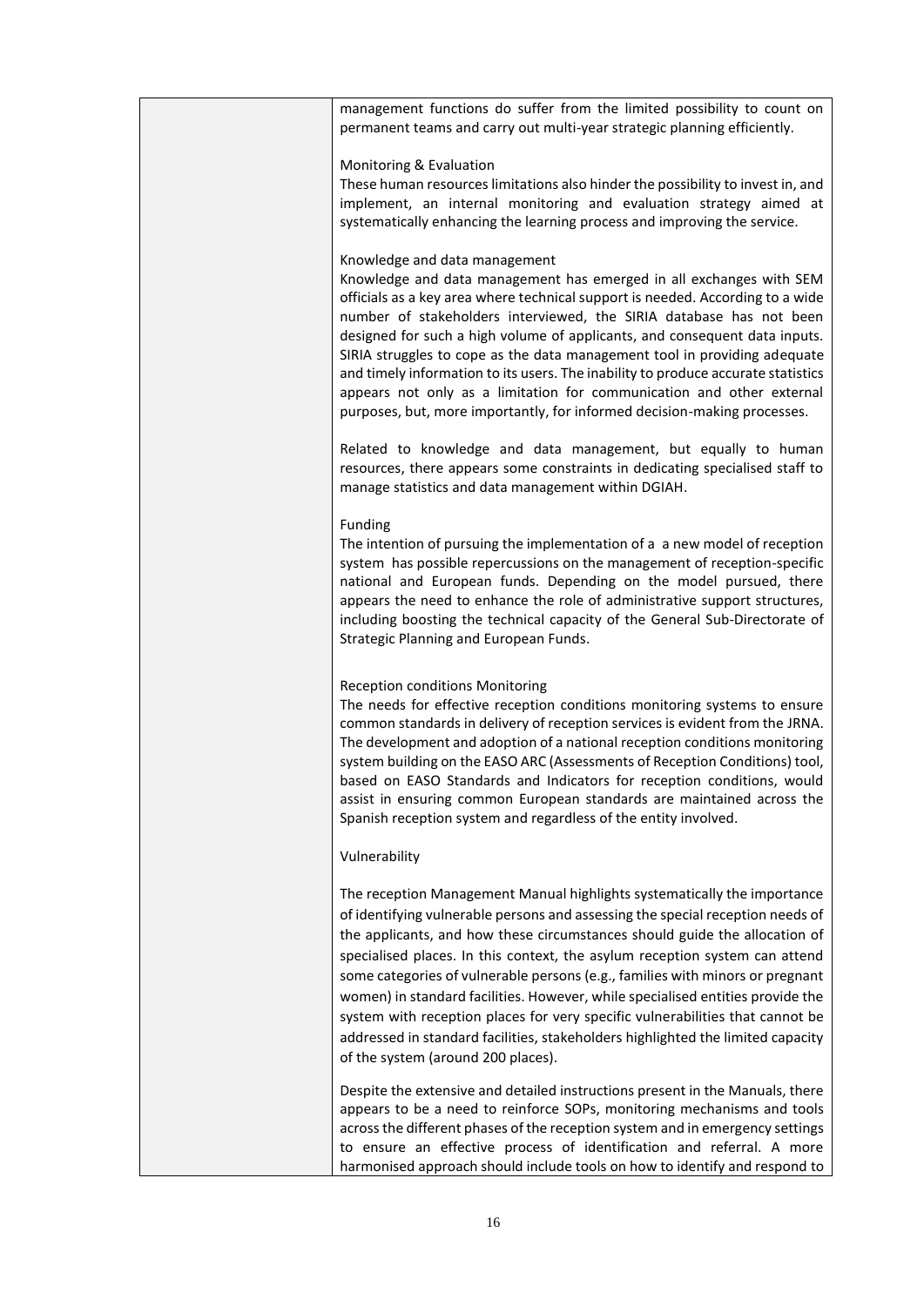| | management functions do suffer from the limited possibility to count on permanent teams and carry out multi-year strategic planning efficiently.<br><br>Monitoring & Evaluation<br>These human resources limitations also hinder the possibility to invest in, and implement, an internal monitoring and evaluation strategy aimed at systematically enhancing the learning process and improving the service.<br><br>Knowledge and data management<br>Knowledge and data management has emerged in all exchanges with SEM officials as a key area where technical support is needed. According to a wide number of stakeholders interviewed, the SIRIA database has not been designed for such a high volume of applicants, and consequent data inputs. SIRIA struggles to cope as the data management tool in providing adequate and timely information to its users. The inability to produce accurate statistics appears not only as a limitation for communication and other external purposes, but, more importantly, for informed decision-making processes.<br><br>Related to knowledge and data management, but equally to human resources, there appears some constraints in dedicating specialised staff to manage statistics and data management within DGIAH.<br><br>Funding<br>The intention of pursuing the implementation of a a new model of reception system has possible repercussions on the management of reception-specific national and European funds. Depending on the model pursued, there appears the need to enhance the role of administrative support structures, including boosting the technical capacity of the General Sub-Directorate of Strategic Planning and European Funds.<br><br>Reception conditions Monitoring<br>The needs for effective reception conditions monitoring systems to ensure common standards in delivery of reception services is evident from the JRNA. The development and adoption of a national reception conditions monitoring system building on the EASO ARC (Assessments of Reception Conditions) tool, based on EASO Standards and Indicators for reception conditions, would assist in ensuring common European standards are maintained across the Spanish reception system and regardless of the entity involved.<br><br>Vulnerability<br><br>The reception Management Manual highlights systematically the importance of identifying vulnerable persons and assessing the special reception needs of the applicants, and how these circumstances should guide the allocation of specialised places. In this context, the asylum reception system can attend some categories of vulnerable persons (e.g., families with minors or pregnant women) in standard facilities. However, while specialised entities provide the system with reception places for very specific vulnerabilities that cannot be addressed in standard facilities, stakeholders highlighted the limited capacity of the system (around 200 places).<br><br>Despite the extensive and detailed instructions present in the Manuals, there appears to be a need to reinforce SOPs, monitoring mechanisms and tools across the different phases of the reception system and in emergency settings to ensure an effective process of identification and referral. A more harmonised approach should include tools on how to identify and respond to |
|---|---|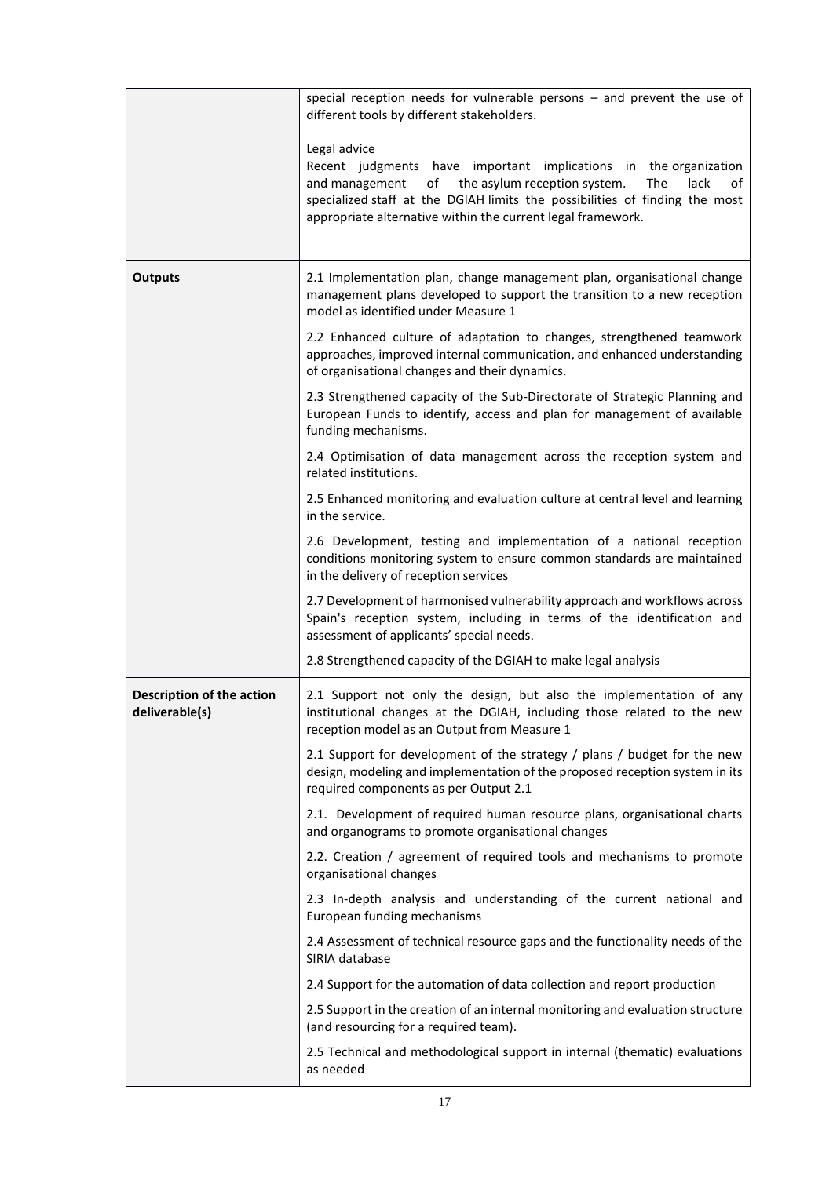| | |
|---|---|
| | special reception needs for vulnerable persons – and prevent the use of different tools by different stakeholders.<br><br>Legal advice<br>Recent judgments have important implications in the organization and management of the asylum reception system. The lack of specialized staff at the DGIAH limits the possibilities of finding the most appropriate alternative within the current legal framework. |
| **Outputs** | 2.1 Implementation plan, change management plan, organisational change management plans developed to support the transition to a new reception model as identified under Measure 1<br><br>2.2 Enhanced culture of adaptation to changes, strengthened teamwork approaches, improved internal communication, and enhanced understanding of organisational changes and their dynamics.<br><br>2.3 Strengthened capacity of the Sub-Directorate of Strategic Planning and European Funds to identify, access and plan for management of available funding mechanisms.<br><br>2.4 Optimisation of data management across the reception system and related institutions.<br><br>2.5 Enhanced monitoring and evaluation culture at central level and learning in the service.<br><br>2.6 Development, testing and implementation of a national reception conditions monitoring system to ensure common standards are maintained in the delivery of reception services<br><br>2.7 Development of harmonised vulnerability approach and workflows across Spain's reception system, including in terms of the identification and assessment of applicants' special needs.<br><br>2.8 Strengthened capacity of the DGIAH to make legal analysis |
| **Description of the action deliverable(s)** | 2.1 Support not only the design, but also the implementation of any institutional changes at the DGIAH, including those related to the new reception model as an Output from Measure 1<br><br>2.1 Support for development of the strategy / plans / budget for the new design, modeling and implementation of the proposed reception system in its required components as per Output 2.1<br><br>2.1. Development of required human resource plans, organisational charts and organograms to promote organisational changes<br><br>2.2. Creation / agreement of required tools and mechanisms to promote organisational changes<br><br>2.3 In-depth analysis and understanding of the current national and European funding mechanisms<br><br>2.4 Assessment of technical resource gaps and the functionality needs of the SIRIA database<br><br>2.4 Support for the automation of data collection and report production<br><br>2.5 Support in the creation of an internal monitoring and evaluation structure (and resourcing for a required team).<br><br>2.5 Technical and methodological support in internal (thematic) evaluations as needed |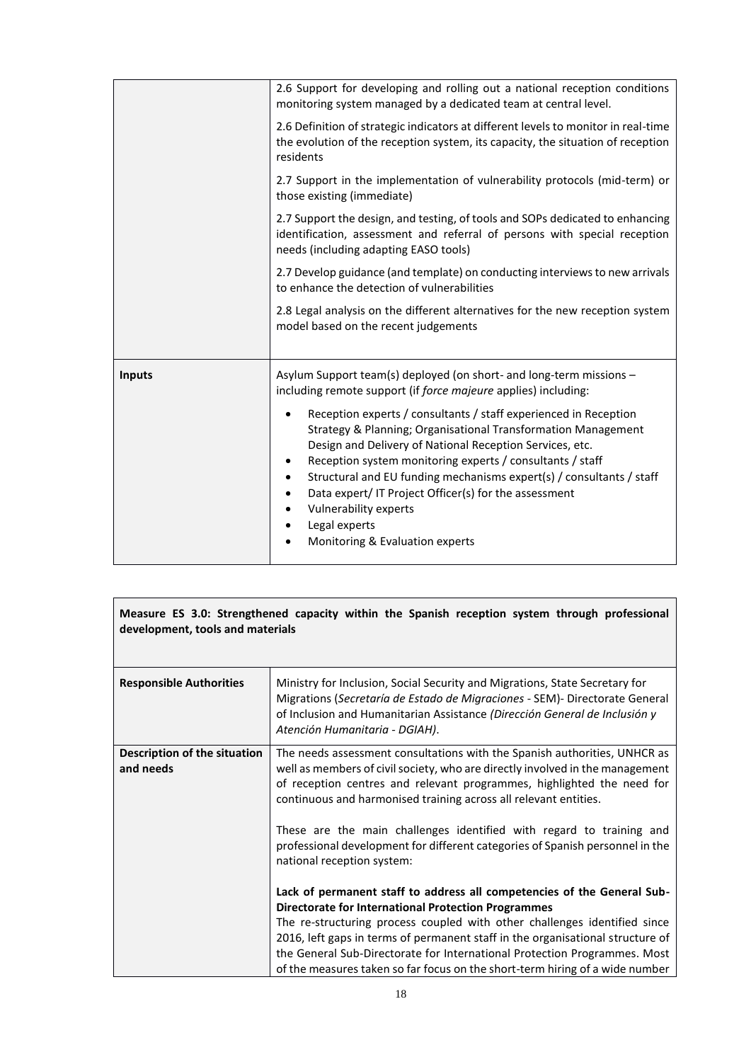| | |
|---|---|
| | 2.6 Support for developing and rolling out a national reception conditions monitoring system managed by a dedicated team at central level.<br><br>2.6 Definition of strategic indicators at different levels to monitor in real-time the evolution of the reception system, its capacity, the situation of reception residents<br><br>2.7 Support in the implementation of vulnerability protocols (mid-term) or those existing (immediate)<br><br>2.7 Support the design, and testing, of tools and SOPs dedicated to enhancing identification, assessment and referral of persons with special reception needs (including adapting EASO tools)<br><br>2.7 Develop guidance (and template) on conducting interviews to new arrivals to enhance the detection of vulnerabilities<br><br>2.8 Legal analysis on the different alternatives for the new reception system model based on the recent judgements |
| **Inputs** | Asylum Support team(s) deployed (on short- and long-term missions – including remote support (if *force majeure* applies) including:<br><br>• Reception experts / consultants / staff experienced in Reception Strategy & Planning; Organisational Transformation Management Design and Delivery of National Reception Services, etc.<br>• Reception system monitoring experts / consultants / staff<br>• Structural and EU funding mechanisms expert(s) / consultants / staff<br>• Data expert/ IT Project Officer(s) for the assessment<br>• Vulnerability experts<br>• Legal experts<br>• Monitoring & Evaluation experts |

**Measure ES 3.0: Strengthened capacity within the Spanish reception system through professional development, tools and materials**

| | |
|---|---|
| **Responsible Authorities** | Ministry for Inclusion, Social Security and Migrations, State Secretary for Migrations (*Secretaría de Estado de Migraciones* - SEM)- Directorate General of Inclusion and Humanitarian Assistance *(Dirección General de Inclusión y Atención Humanitaria - DGIAH)*. |
| **Description of the situation and needs** | The needs assessment consultations with the Spanish authorities, UNHCR as well as members of civil society, who are directly involved in the management of reception centres and relevant programmes, highlighted the need for continuous and harmonised training across all relevant entities.<br><br>These are the main challenges identified with regard to training and professional development for different categories of Spanish personnel in the national reception system:<br><br>**Lack of permanent staff to address all competencies of the General Sub-Directorate for International Protection Programmes**<br>The re-structuring process coupled with other challenges identified since 2016, left gaps in terms of permanent staff in the organisational structure of the General Sub-Directorate for International Protection Programmes. Most of the measures taken so far focus on the short-term hiring of a wide number |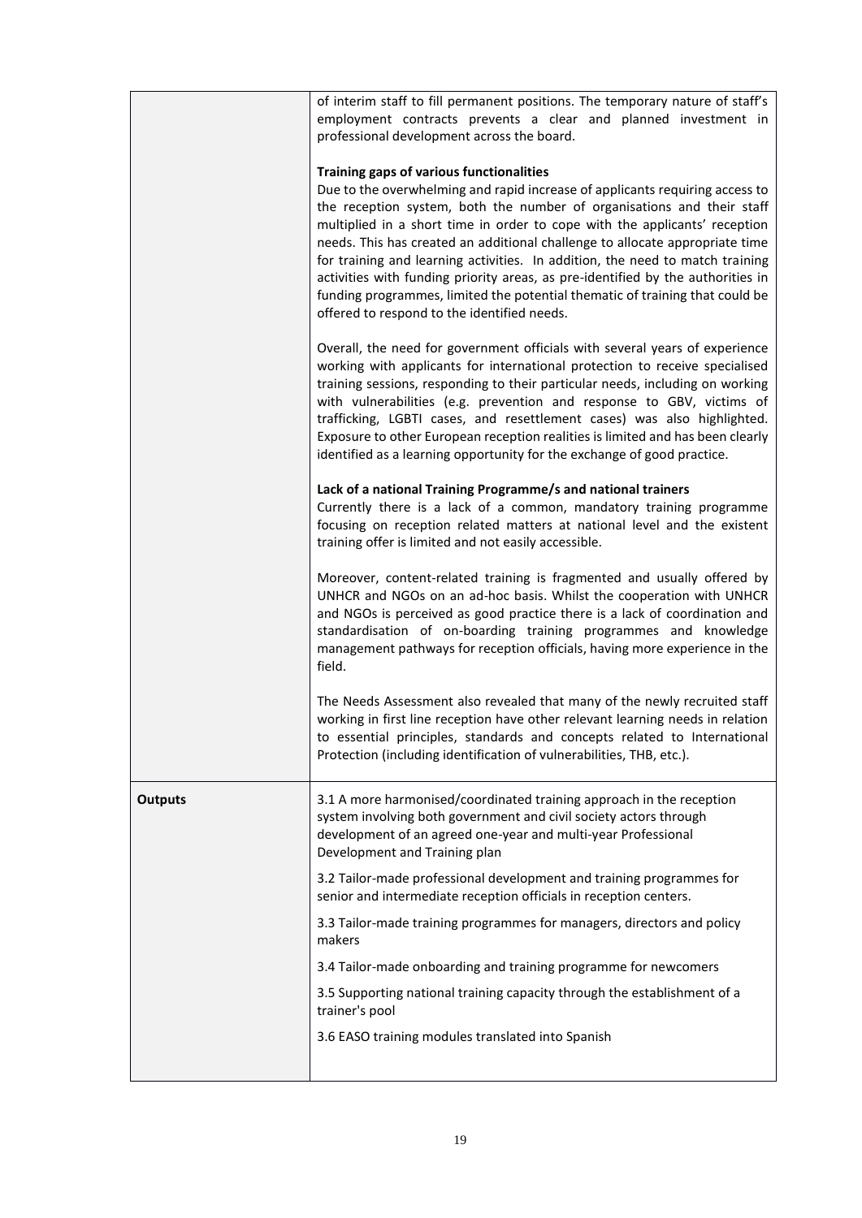| | |
|---|---|
| | of interim staff to fill permanent positions. The temporary nature of staff's employment contracts prevents a clear and planned investment in professional development across the board.<br><br>**Training gaps of various functionalities**<br>Due to the overwhelming and rapid increase of applicants requiring access to the reception system, both the number of organisations and their staff multiplied in a short time in order to cope with the applicants' reception needs. This has created an additional challenge to allocate appropriate time for training and learning activities. In addition, the need to match training activities with funding priority areas, as pre-identified by the authorities in funding programmes, limited the potential thematic of training that could be offered to respond to the identified needs.<br><br>Overall, the need for government officials with several years of experience working with applicants for international protection to receive specialised training sessions, responding to their particular needs, including on working with vulnerabilities (e.g. prevention and response to GBV, victims of trafficking, LGBTI cases, and resettlement cases) was also highlighted. Exposure to other European reception realities is limited and has been clearly identified as a learning opportunity for the exchange of good practice.<br><br>**Lack of a national Training Programme/s and national trainers**<br>Currently there is a lack of a common, mandatory training programme focusing on reception related matters at national level and the existent training offer is limited and not easily accessible.<br><br>Moreover, content-related training is fragmented and usually offered by UNHCR and NGOs on an ad-hoc basis. Whilst the cooperation with UNHCR and NGOs is perceived as good practice there is a lack of coordination and standardisation of on-boarding training programmes and knowledge management pathways for reception officials, having more experience in the field.<br><br>The Needs Assessment also revealed that many of the newly recruited staff working in first line reception have other relevant learning needs in relation to essential principles, standards and concepts related to International Protection (including identification of vulnerabilities, THB, etc.). |
| **Outputs** | 3.1 A more harmonised/coordinated training approach in the reception system involving both government and civil society actors through development of an agreed one-year and multi-year Professional Development and Training plan<br><br>3.2 Tailor-made professional development and training programmes for senior and intermediate reception officials in reception centers.<br><br>3.3 Tailor-made training programmes for managers, directors and policy makers<br><br>3.4 Tailor-made onboarding and training programme for newcomers<br><br>3.5 Supporting national training capacity through the establishment of a trainer's pool<br><br>3.6 EASO training modules translated into Spanish |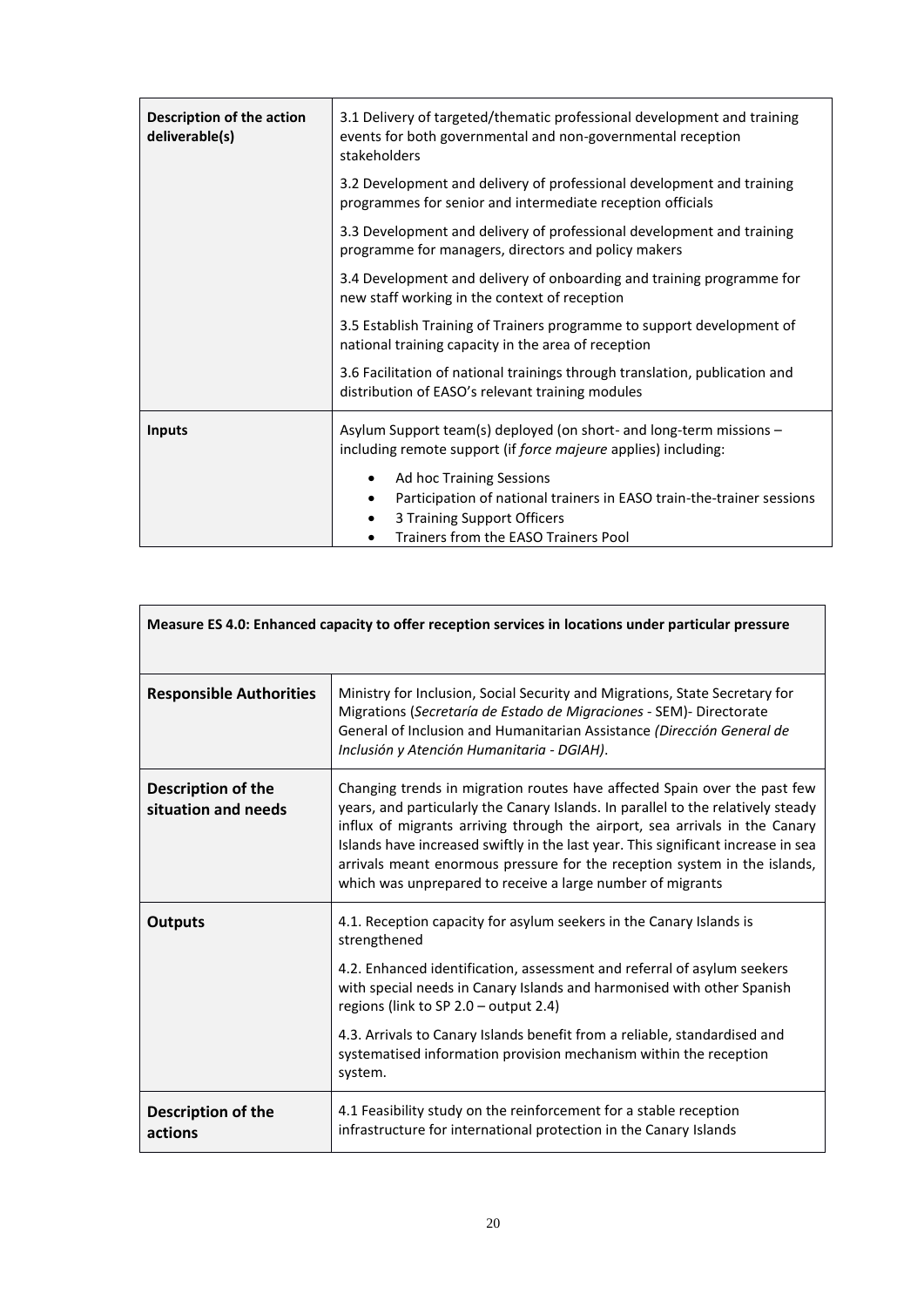| Description of the action deliverable(s) | 3.1 Delivery of targeted/thematic professional development and training events for both governmental and non-governmental reception stakeholders<br><br>3.2 Development and delivery of professional development and training programmes for senior and intermediate reception officials<br><br>3.3 Development and delivery of professional development and training programme for managers, directors and policy makers<br><br>3.4 Development and delivery of onboarding and training programme for new staff working in the context of reception<br><br>3.5 Establish Training of Trainers programme to support development of national training capacity in the area of reception<br><br>3.6 Facilitation of national trainings through translation, publication and distribution of EASO's relevant training modules |
|---|---|
| **Inputs** | Asylum Support team(s) deployed (on short- and long-term missions – including remote support (if *force majeure* applies) including:<br>• Ad hoc Training Sessions<br>• Participation of national trainers in EASO train-the-trainer sessions<br>• 3 Training Support Officers<br>• Trainers from the EASO Trainers Pool |

| Measure ES 4.0: Enhanced capacity to offer reception services in locations under particular pressure | |
|---|---|
| **Responsible Authorities** | Ministry for Inclusion, Social Security and Migrations, State Secretary for Migrations (*Secretaría de Estado de Migraciones* - SEM)- Directorate General of Inclusion and Humanitarian Assistance *(Dirección General de Inclusión y Atención Humanitaria - DGIAH)*. |
| **Description of the situation and needs** | Changing trends in migration routes have affected Spain over the past few years, and particularly the Canary Islands. In parallel to the relatively steady influx of migrants arriving through the airport, sea arrivals in the Canary Islands have increased swiftly in the last year. This significant increase in sea arrivals meant enormous pressure for the reception system in the islands, which was unprepared to receive a large number of migrants |
| **Outputs** | 4.1. Reception capacity for asylum seekers in the Canary Islands is strengthened<br><br>4.2. Enhanced identification, assessment and referral of asylum seekers with special needs in Canary Islands and harmonised with other Spanish regions (link to SP 2.0 – output 2.4)<br><br>4.3. Arrivals to Canary Islands benefit from a reliable, standardised and systematised information provision mechanism within the reception system. |
| **Description of the actions** | 4.1 Feasibility study on the reinforcement for a stable reception infrastructure for international protection in the Canary Islands |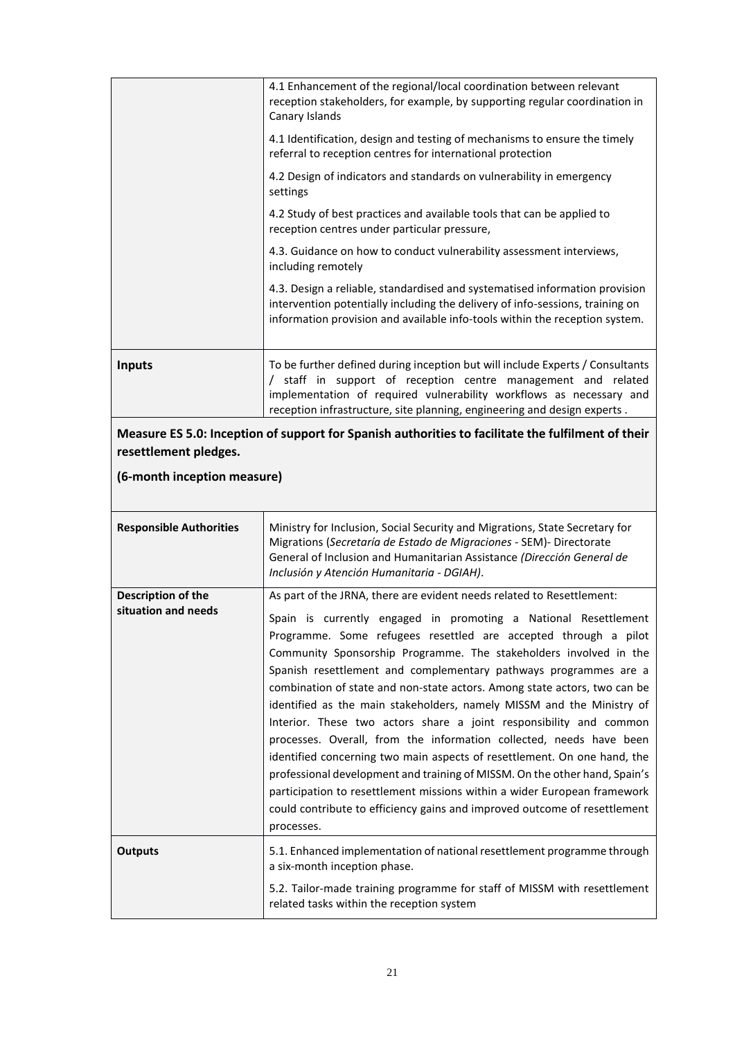| | |
|---|---|
| | 4.1 Enhancement of the regional/local coordination between relevant reception stakeholders, for example, by supporting regular coordination in Canary Islands<br><br>4.1 Identification, design and testing of mechanisms to ensure the timely referral to reception centres for international protection<br><br>4.2 Design of indicators and standards on vulnerability in emergency settings<br><br>4.2 Study of best practices and available tools that can be applied to reception centres under particular pressure,<br><br>4.3. Guidance on how to conduct vulnerability assessment interviews, including remotely<br><br>4.3. Design a reliable, standardised and systematised information provision intervention potentially including the delivery of info-sessions, training on information provision and available info-tools within the reception system. |
| **Inputs** | To be further defined during inception but will include Experts / Consultants / staff in support of reception centre management and related implementation of required vulnerability workflows as necessary and reception infrastructure, site planning, engineering and design experts . |

**Measure ES 5.0: Inception of support for Spanish authorities to facilitate the fulfilment of their resettlement pledges.**

**(6-month inception measure)**

| | |
|---|---|
| **Responsible Authorities** | Ministry for Inclusion, Social Security and Migrations, State Secretary for Migrations (*Secretaría de Estado de Migraciones* - SEM)- Directorate General of Inclusion and Humanitarian Assistance *(Dirección General de Inclusión y Atención Humanitaria - DGIAH)*. |
| **Description of the situation and needs** | As part of the JRNA, there are evident needs related to Resettlement:<br><br>Spain is currently engaged in promoting a National Resettlement Programme. Some refugees resettled are accepted through a pilot Community Sponsorship Programme. The stakeholders involved in the Spanish resettlement and complementary pathways programmes are a combination of state and non-state actors. Among state actors, two can be identified as the main stakeholders, namely MISSM and the Ministry of Interior. These two actors share a joint responsibility and common processes. Overall, from the information collected, needs have been identified concerning two main aspects of resettlement. On one hand, the professional development and training of MISSM. On the other hand, Spain's participation to resettlement missions within a wider European framework could contribute to efficiency gains and improved outcome of resettlement processes. |
| **Outputs** | 5.1. Enhanced implementation of national resettlement programme through a six-month inception phase.<br><br>5.2. Tailor-made training programme for staff of MISSM with resettlement related tasks within the reception system |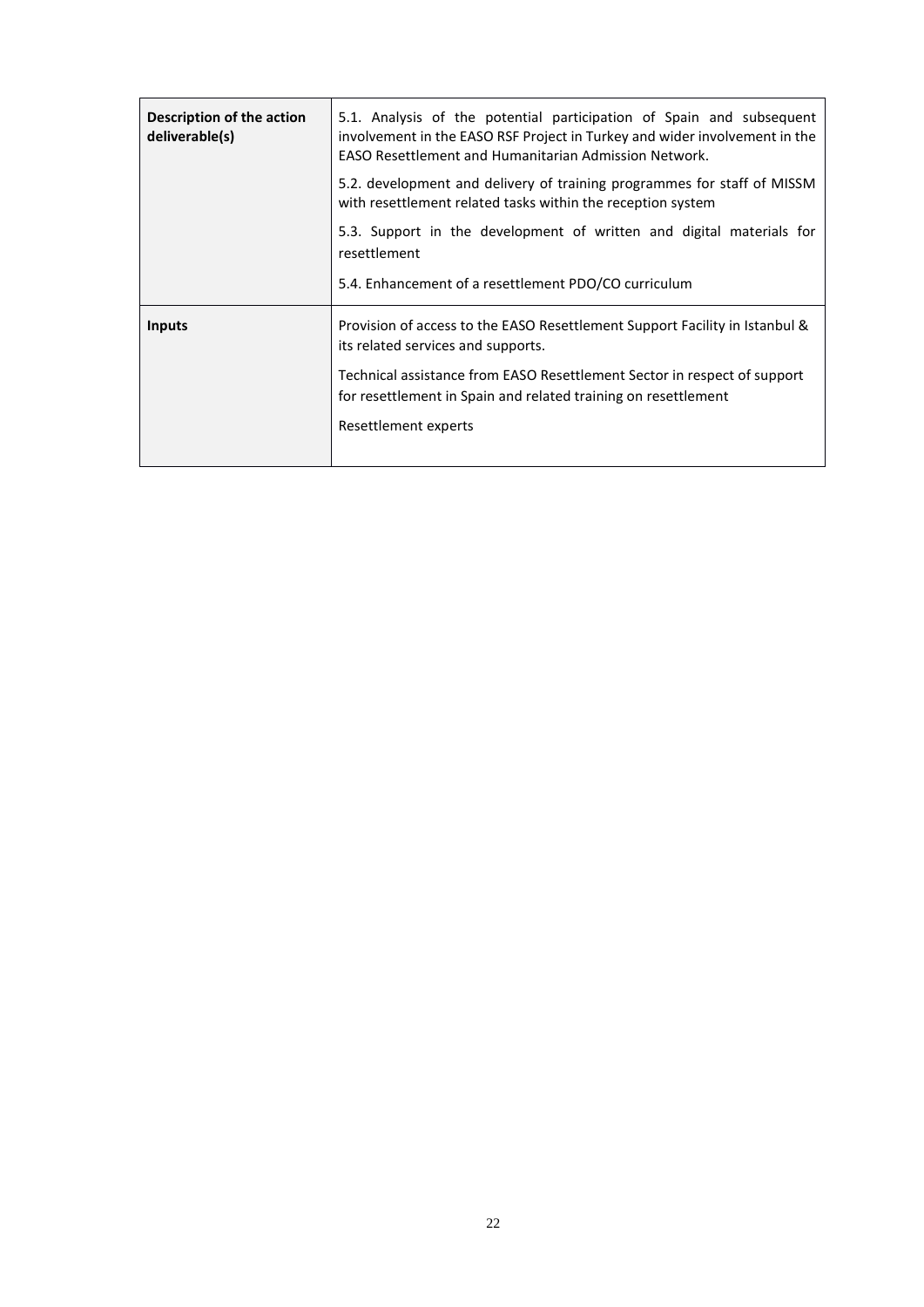| | |
|---|---|
| **Description of the action deliverable(s)** | 5.1. Analysis of the potential participation of Spain and subsequent involvement in the EASO RSF Project in Turkey and wider involvement in the EASO Resettlement and Humanitarian Admission Network.<br><br>5.2. development and delivery of training programmes for staff of MISSM with resettlement related tasks within the reception system<br><br>5.3. Support in the development of written and digital materials for resettlement<br><br>5.4. Enhancement of a resettlement PDO/CO curriculum |
| **Inputs** | Provision of access to the EASO Resettlement Support Facility in Istanbul & its related services and supports.<br><br>Technical assistance from EASO Resettlement Sector in respect of support for resettlement in Spain and related training on resettlement<br><br>Resettlement experts |